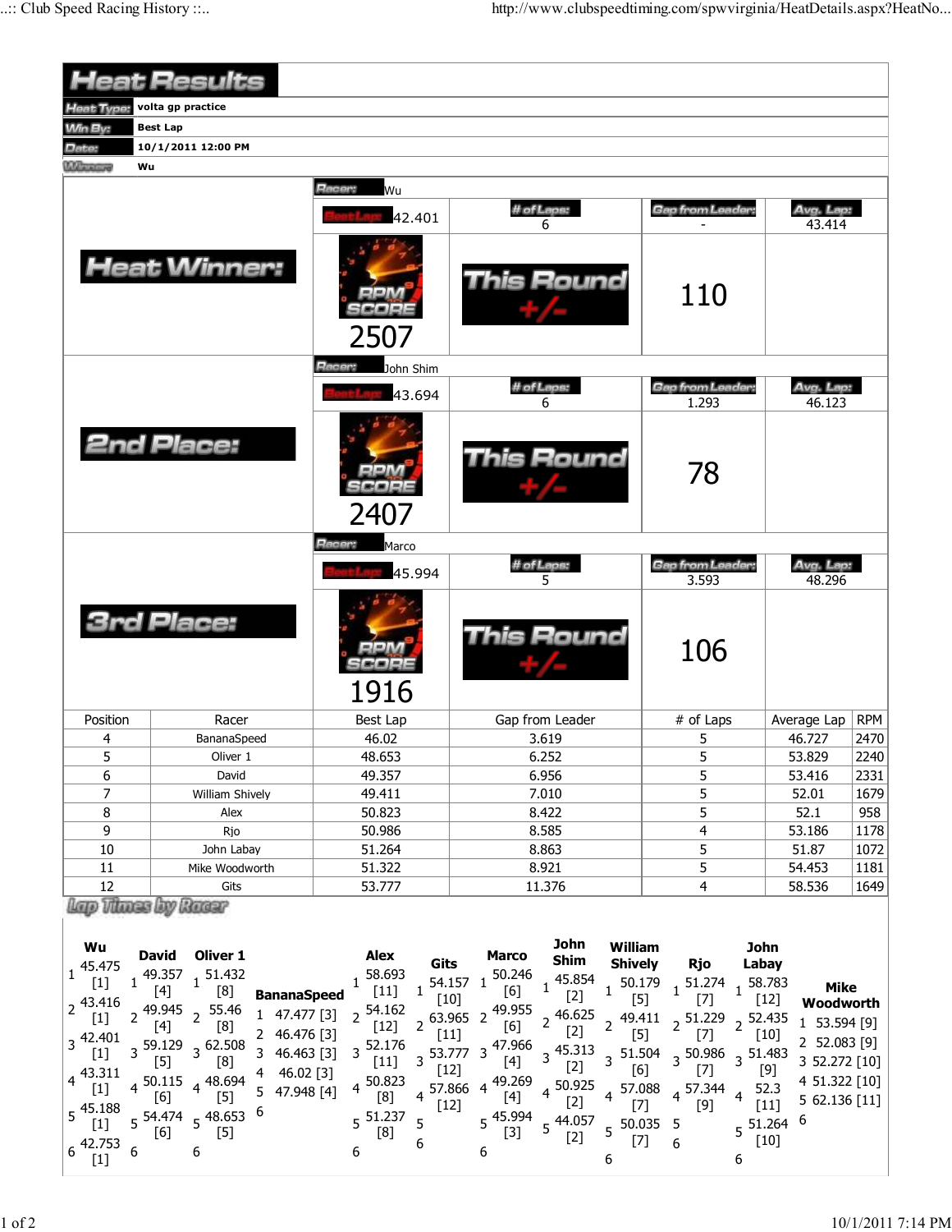# Heat Results

**Heat Type:** volta gp practice

**Win By:** Best Lap

**Date:** 10/1/2011 12:00 PM

**Winner:** Wu

## Heat Winner:

**Racer:** Wu

| Best Lap | # of Laps | Gap from Leader | Avg. Lap |
|---|---|---|---|
| 42.401 | 6 | - | 43.414 |

RPM SCORE: 2507

This Round +/-: 110

## 2nd Place:

**Racer:** John Shim

| Best Lap | # of Laps | Gap from Leader | Avg. Lap |
|---|---|---|---|
| 43.694 | 6 | 1.293 | 46.123 |

RPM SCORE: 2407

This Round +/-: 78

## 3rd Place:

**Racer:** Marco

| Best Lap | # of Laps | Gap from Leader | Avg. Lap |
|---|---|---|---|
| 45.994 | 5 | 3.593 | 48.296 |

RPM SCORE: 1916

This Round +/-: 106

| Position | Racer | Best Lap | Gap from Leader | # of Laps | Average Lap | RPM |
|---|---|---|---|---|---|---|
| 4 | BananaSpeed | 46.02 | 3.619 | 5 | 46.727 | 2470 |
| 5 | Oliver 1 | 48.653 | 6.252 | 5 | 53.829 | 2240 |
| 6 | David | 49.357 | 6.956 | 5 | 53.416 | 2331 |
| 7 | William Shively | 49.411 | 7.010 | 5 | 52.01 | 1679 |
| 8 | Alex | 50.823 | 8.422 | 5 | 52.1 | 958 |
| 9 | Rjo | 50.986 | 8.585 | 4 | 53.186 | 1178 |
| 10 | John Labay | 51.264 | 8.863 | 5 | 51.87 | 1072 |
| 11 | Mike Woodworth | 51.322 | 8.921 | 5 | 54.453 | 1181 |
| 12 | Gits | 53.777 | 11.376 | 4 | 58.536 | 1649 |

## Lap Times by Racer

| Lap | Wu | David | Oliver 1 | BananaSpeed | Alex | Gits | Marco | John Shim | William Shively | Rjo | John Labay | Mike Woodworth |
|---|---|---|---|---|---|---|---|---|---|---|---|---|
| 1 | 45.475 [1] | 49.357 [4] | 51.432 [8] | 47.477 [3] | 58.693 [11] | 54.157 [10] | 50.246 [6] | 45.854 [2] | 50.179 [5] | 51.274 [7] | 58.783 [12] | 53.594 [9] |
| 2 | 43.416 [1] | 49.945 [4] | 55.46 [8] | 46.476 [3] | 54.162 [12] | 63.965 [11] | 49.955 [6] | 46.625 [2] | 49.411 [5] | 51.229 [7] | 52.435 [10] | 52.083 [9] |
| 3 | 42.401 [1] | 59.129 [5] | 62.508 [8] | 46.463 [3] | 52.176 [11] | 53.777 [12] | 47.966 [4] | 45.313 [2] | 51.504 [6] | 50.986 [7] | 51.483 [9] | 52.272 [10] |
| 4 | 43.311 [1] | 50.115 [6] | 48.694 [5] | 46.02 [3] | 50.823 [8] | 57.866 [12] | 49.269 [4] | 50.925 [2] | 57.088 [7] | 57.344 [9] | 52.3 [11] | 51.322 [10] |
| 5 | 45.188 [1] | 54.474 [6] | 48.653 [5] | 47.948 [4] | 51.237 [8] | | 45.994 [3] | 44.057 [2] | 50.035 [7] | | 51.264 [10] | 62.136 [11] |
| 6 | 42.753 [1] | | | | | | | | | | | |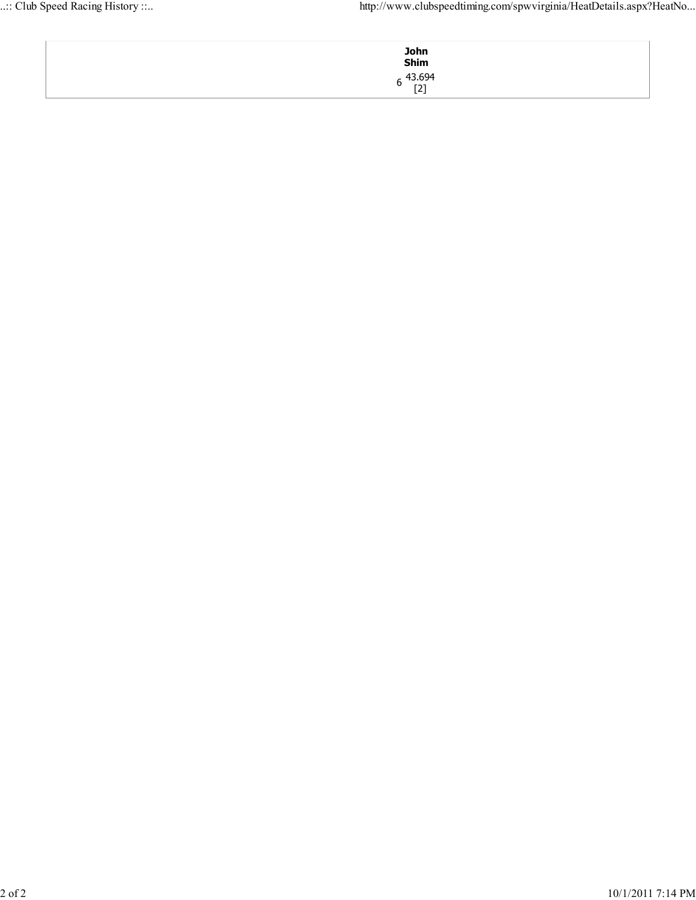| |
|---|
| **John Shim** |
| 6 43.694 [2] |